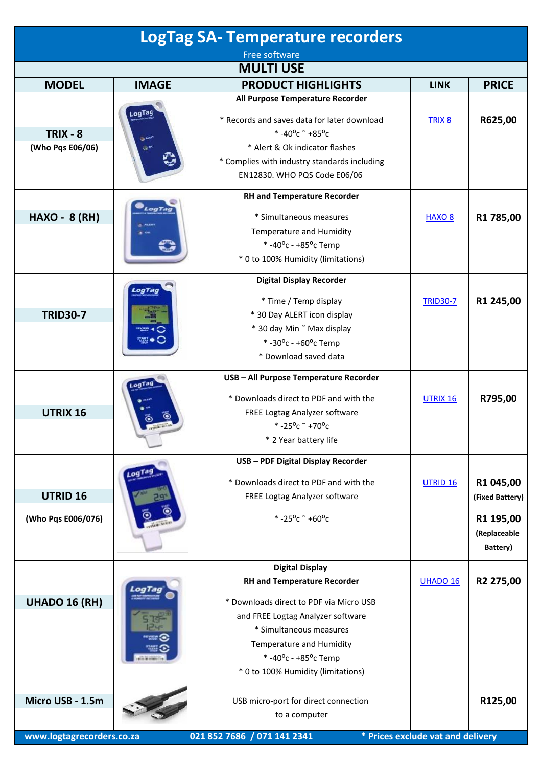# LogTag SA- Temperature recorders

Free software

## MULTI USE

| MODEL | IMAGE | PRODUCT HIGHLIGHTS | LINK | PRICE |
|---|---|---|---|---|
| **TRIX - 8** (Who Pqs E06/06) | | **All Purpose Temperature Recorder** * Records and saves data for later download * -40°c ~ +85°c * Alert & Ok indicator flashes * Complies with industry standards including EN12830. WHO PQS Code E06/06 | TRIX 8 | R625,00 |
| **HAXO - 8 (RH)** | | **RH and Temperature Recorder** * Simultaneous measures Temperature and Humidity * -40°c - +85°c Temp * 0 to 100% Humidity (limitations) | HAXO 8 | R1 785,00 |
| **TRID30-7** | | **Digital Display Recorder** * Time / Temp display * 30 Day ALERT icon display * 30 day Min ~ Max display * -30°c - +60°c Temp * Download saved data | TRID30-7 | R1 245,00 |
| **UTRIX 16** | | **USB – All Purpose Temperature Recorder** * Downloads direct to PDF and with the FREE Logtag Analyzer software * -25°c ~ +70°c * 2 Year battery life | UTRIX 16 | R795,00 |
| **UTRID 16** (Who Pqs E006/076) | | **USB – PDF Digital Display Recorder** * Downloads direct to PDF and with the FREE Logtag Analyzer software * -25°c ~ +60°c | UTRID 16 | R1 045,00 (Fixed Battery) R1 195,00 (Replaceable Battery) |
| **UHADO 16 (RH)** | | **Digital Display RH and Temperature Recorder** * Downloads direct to PDF via Micro USB and FREE Logtag Analyzer software * Simultaneous measures Temperature and Humidity * -40°c - +85°c Temp * 0 to 100% Humidity (limitations) | UHADO 16 | R2 275,00 |
| **Micro USB - 1.5m** | | USB micro-port for direct connection to a computer | | R125,00 |

www.logtagrecorders.co.za 021 852 7686 / 071 141 2341 * Prices exclude vat and delivery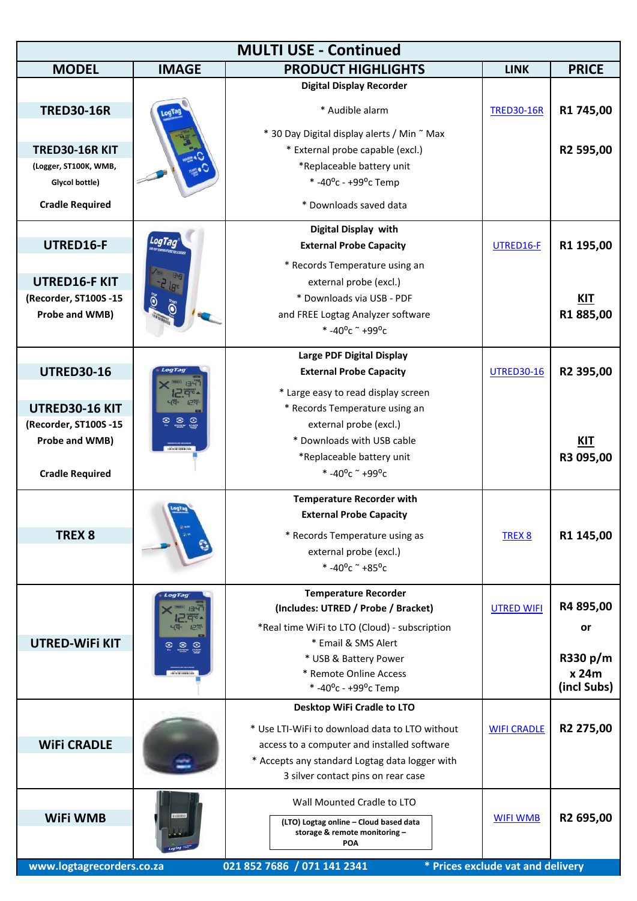## MULTI USE - Continued

| MODEL | IMAGE | PRODUCT HIGHLIGHTS | LINK | PRICE |
|---|---|---|---|---|
| **TRED30-16R**<br><br>**TRED30-16R KIT**<br>**(Logger, ST100K, WMB, Glycol bottle)**<br><br>**Cradle Required** | | **Digital Display Recorder**<br>* Audible alarm<br>* 30 Day Digital display alerts / Min ~ Max<br>* External probe capable (excl.)<br>*Replaceable battery unit<br>* -40$^{o}$c - +99$^{o}$c Temp<br>* Downloads saved data | TRED30-16R | **R1 745,00**<br><br>**R2 595,00** |
| **UTRED16-F**<br><br>**UTRED16-F KIT**<br>**(Recorder, ST100S -15 Probe and WMB)** | | **Digital Display with External Probe Capacity**<br>* Records Temperature using an external probe (excl.)<br>* Downloads via USB - PDF and FREE Logtag Analyzer software<br>* -40$^{o}$c ~ +99$^{o}$c | UTRED16-F | **R1 195,00**<br><br>**KIT**<br>**R1 885,00** |
| **UTRED30-16**<br><br>**UTRED30-16 KIT**<br>**(Recorder, ST100S -15 Probe and WMB)**<br><br>**Cradle Required** | | **Large PDF Digital Display External Probe Capacity**<br>* Large easy to read display screen<br>* Records Temperature using an external probe (excl.)<br>* Downloads with USB cable<br>*Replaceable battery unit<br>* -40$^{o}$c ~ +99$^{o}$c | UTRED30-16 | **R2 395,00**<br><br>**KIT**<br>**R3 095,00** |
| **TREX 8** | | **Temperature Recorder with External Probe Capacity**<br>* Records Temperature using as external probe (excl.)<br>* -40$^{o}$c ~ +85$^{o}$c | TREX 8 | **R1 145,00** |
| **UTRED-WiFi KIT** | | **Temperature Recorder (Includes: UTRED / Probe / Bracket)**<br>*Real time WiFi to LTO (Cloud) - subscription<br>* Email & SMS Alert<br>* USB & Battery Power<br>* Remote Online Access<br>* -40$^{o}$c - +99$^{o}$c Temp | UTRED WIFI | **R4 895,00**<br>**or**<br>**R330 p/m x 24m (incl Subs)** |
| **WiFi CRADLE** | | **Desktop WiFi Cradle to LTO**<br>* Use LTI-WiFi to download data to LTO without access to a computer and installed software<br>* Accepts any standard Logtag data logger with 3 silver contact pins on rear case | WIFI CRADLE | **R2 275,00** |
| **WiFi WMB** | | Wall Mounted Cradle to LTO<br>**(LTO) Logtag online – Cloud based data storage & remote monitoring – POA** | WIFI WMB | **R2 695,00** |

**www.logtagrecorders.co.za** **021 852 7686 / 071 141 2341** *** Prices exclude vat and delivery**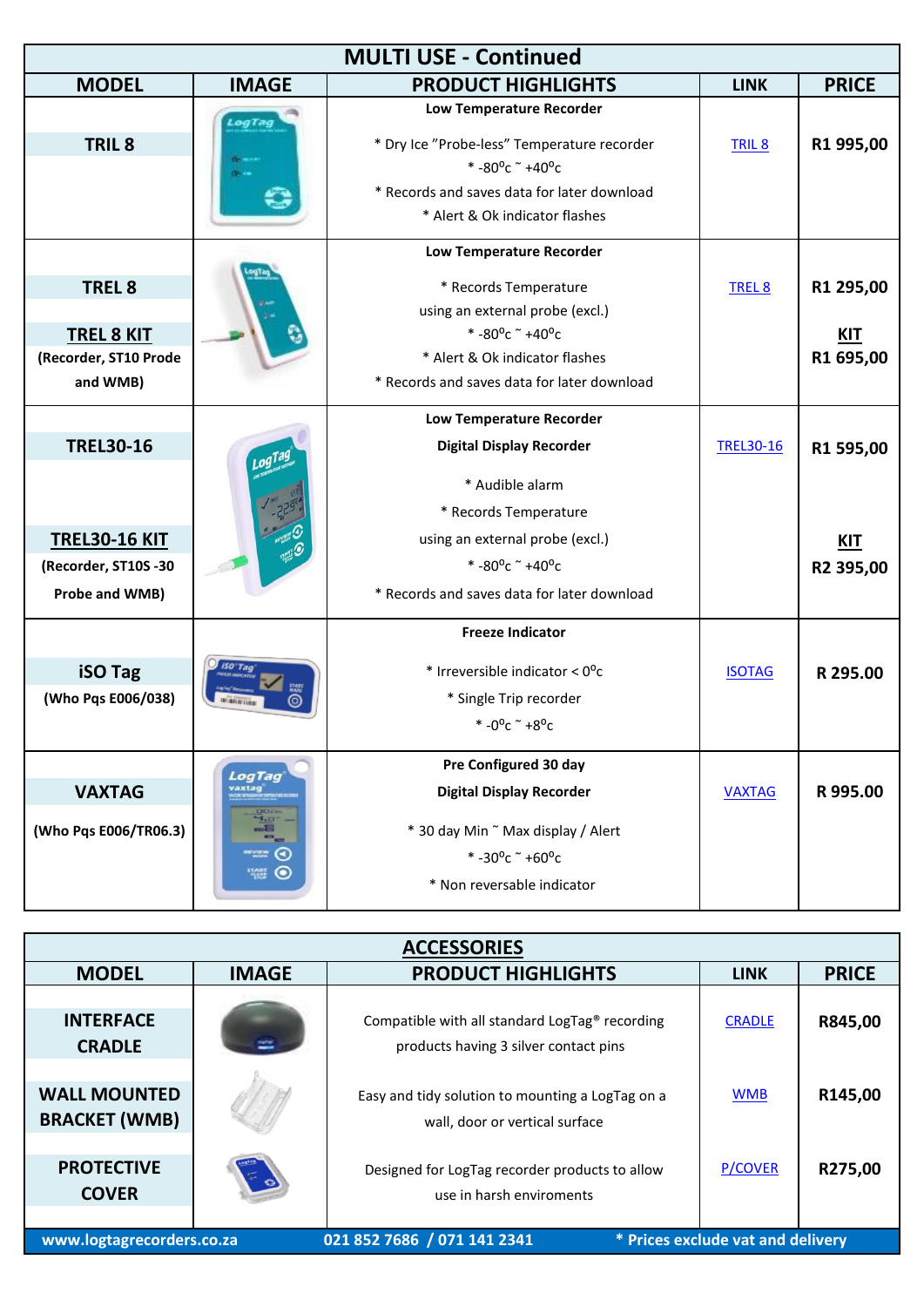## MULTI USE - Continued

| MODEL | IMAGE | PRODUCT HIGHLIGHTS | LINK | PRICE |
|---|---|---|---|---|
| **TRIL 8** | | **Low Temperature Recorder**<br>* Dry Ice "Probe-less" Temperature recorder<br>* -80ºc ~ +40ºc<br>* Records and saves data for later download<br>* Alert & Ok indicator flashes | TRIL 8 | **R1 995,00** |
| **TREL 8**<br>**TREL 8 KIT**<br>**(Recorder, ST10 Prode and WMB)** | | **Low Temperature Recorder**<br>* Records Temperature using an external probe (excl.)<br>* -80ºc ~ +40ºc<br>* Alert & Ok indicator flashes<br>* Records and saves data for later download | TREL 8 | **R1 295,00**<br>**KIT**<br>**R1 695,00** |
| **TREL30-16**<br>**TREL30-16 KIT**<br>**(Recorder, ST10S -30 Probe and WMB)** | | **Low Temperature Recorder**<br>**Digital Display Recorder**<br>* Audible alarm<br>* Records Temperature using an external probe (excl.)<br>* -80ºc ~ +40ºc<br>* Records and saves data for later download | TREL30-16 | **R1 595,00**<br>**KIT**<br>**R2 395,00** |
| **iSO Tag**<br>**(Who Pqs E006/038)** | | **Freeze Indicator**<br>* Irreversible indicator < 0ºc<br>* Single Trip recorder<br>* -0ºc ~ +8ºc | ISOTAG | **R 295.00** |
| **VAXTAG**<br>**(Who Pqs E006/TR06.3)** | | **Pre Configured 30 day**<br>**Digital Display Recorder**<br>* 30 day Min ~ Max display / Alert<br>* -30ºc ~ +60ºc<br>* Non reversable indicator | VAXTAG | **R 995.00** |

## ACCESSORIES

| MODEL | IMAGE | PRODUCT HIGHLIGHTS | LINK | PRICE |
|---|---|---|---|---|
| **INTERFACE CRADLE** | | Compatible with all standard LogTag® recording products having 3 silver contact pins | CRADLE | **R845,00** |
| **WALL MOUNTED BRACKET (WMB)** | | Easy and tidy solution to mounting a LogTag on a wall, door or vertical surface | WMB | **R145,00** |
| **PROTECTIVE COVER** | | Designed for LogTag recorder products to allow use in harsh enviroments | P/COVER | **R275,00** |

**www.logtagrecorders.co.za** **021 852 7686 / 071 141 2341** *** Prices exclude vat and delivery**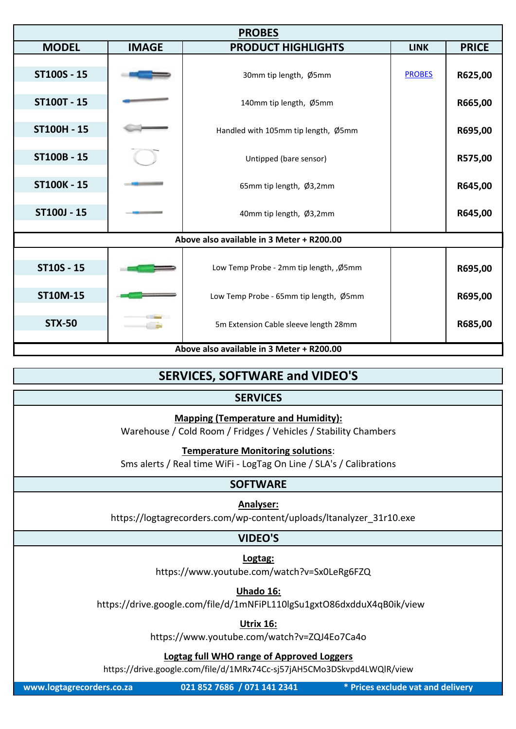## PROBES

| MODEL | IMAGE | PRODUCT HIGHLIGHTS | LINK | PRICE |
|---|---|---|---|---|
| ST100S - 15 | | 30mm tip length, Ø5mm | PROBES | R625,00 |
| ST100T - 15 | | 140mm tip length, Ø5mm | | R665,00 |
| ST100H - 15 | | Handled with 105mm tip length, Ø5mm | | R695,00 |
| ST100B - 15 | | Untipped (bare sensor) | | R575,00 |
| ST100K - 15 | | 65mm tip length, Ø3,2mm | | R645,00 |
| ST100J - 15 | | 40mm tip length, Ø3,2mm | | R645,00 |
| **Above also available in 3 Meter + R200.00** | | | | |
| ST10S - 15 | | Low Temp Probe - 2mm tip length, ,Ø5mm | | R695,00 |
| ST10M-15 | | Low Temp Probe - 65mm tip length, Ø5mm | | R695,00 |
| STX-50 | | 5m Extension Cable sleeve length 28mm | | R685,00 |
| **Above also available in 3 Meter + R200.00** | | | | |

## SERVICES, SOFTWARE and VIDEO'S

### SERVICES

**Mapping (Temperature and Humidity):**
Warehouse / Cold Room / Fridges / Vehicles / Stability Chambers

**Temperature Monitoring solutions**:
Sms alerts / Real time WiFi - LogTag On Line / SLA's / Calibrations

### SOFTWARE

**Analyser:**
https://logtagrecorders.com/wp-content/uploads/ltanalyzer_31r10.exe

### VIDEO'S

**Logtag:**
https://www.youtube.com/watch?v=Sx0LeRg6FZQ

**Uhado 16:**
https://drive.google.com/file/d/1mNFiPL110lgSu1gxtO86dxdduX4qB0ik/view

**Utrix 16:**
https://www.youtube.com/watch?v=ZQJ4Eo7Ca4o

**Logtag full WHO range of Approved Loggers**
https://drive.google.com/file/d/1MRx74Cc-sj57jAH5CMo3DSkvpd4LWQlR/view

www.logtagrecorders.co.za 021 852 7686 / 071 141 2341 * Prices exclude vat and delivery